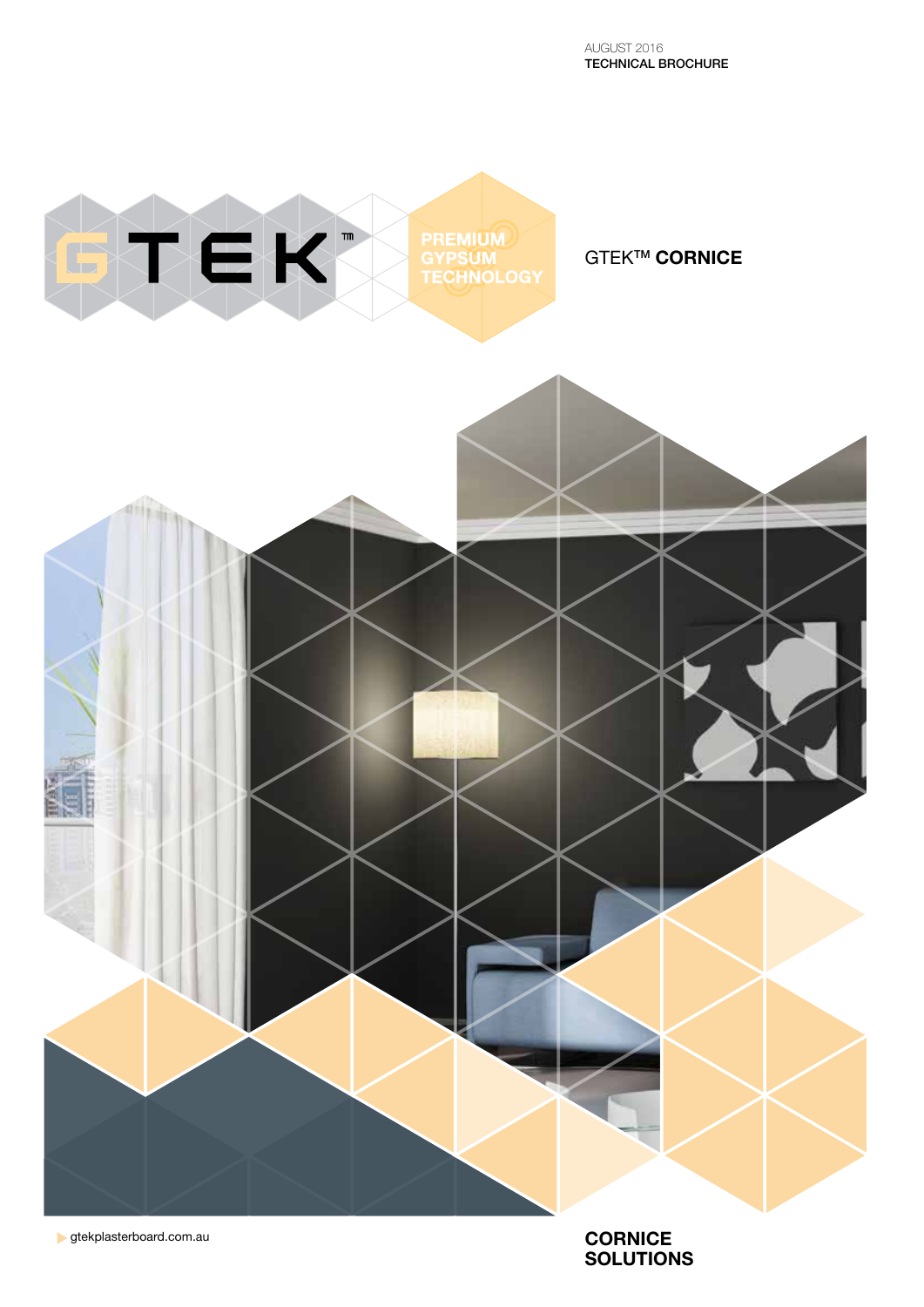AUGUST 2016
**TECHNICAL BROCHURE**

GTEK™

PREMIUM GYPSUM TECHNOLOGY

# GTEK™ CORNICE

gtekplasterboard.com.au

**CORNICE SOLUTIONS**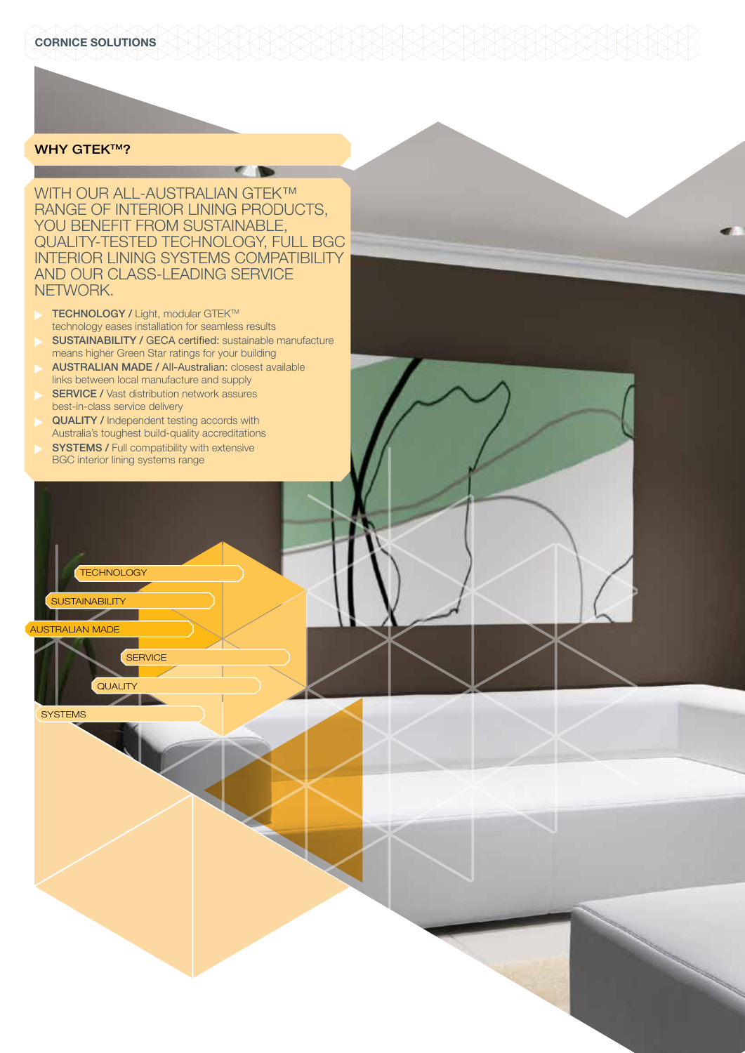## WHY GTEK™?

WITH OUR ALL-AUSTRALIAN GTEK™ RANGE OF INTERIOR LINING PRODUCTS, YOU BENEFIT FROM SUSTAINABLE, QUALITY-TESTED TECHNOLOGY, FULL BGC INTERIOR LINING SYSTEMS COMPATIBILITY AND OUR CLASS-LEADING SERVICE NETWORK.

- **TECHNOLOGY /** Light, modular GTEK™ technology eases installation for seamless results
- **SUSTAINABILITY / GECA certified:** sustainable manufacture means higher Green Star ratings for your building
- **AUSTRALIAN MADE /** All-Australian: closest available links between local manufacture and supply
- **SERVICE /** Vast distribution network assures best-in-class service delivery
- **QUALITY /** Independent testing accords with Australia's toughest build-quality accreditations
- **SYSTEMS /** Full compatibility with extensive BGC interior lining systems range

TECHNOLOGY

SUSTAINABILITY

AUSTRALIAN MADE

SERVICE

QUALITY

SYSTEMS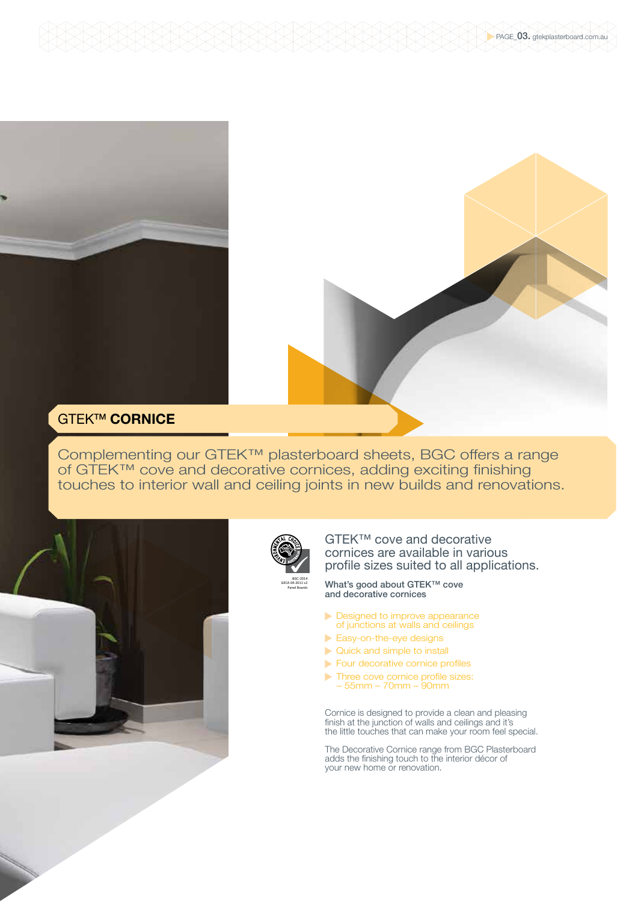# GTEK™ **CORNICE**

Complementing our GTEK™ plasterboard sheets, BGC offers a range of GTEK™ cove and decorative cornices, adding exciting finishing touches to interior wall and ceiling joints in new builds and renovations.

BGC-2014
GECA 04-2011 v2
Panel Boards

GTEK™ cove and decorative cornices are available in various profile sizes suited to all applications.

**What's good about GTEK™ cove and decorative cornices**

- Designed to improve appearance of junctions at walls and ceilings
- Easy-on-the-eye designs
- Quick and simple to install
- Four decorative cornice profiles
- Three cove cornice profile sizes: – 55mm – 70mm – 90mm

Cornice is designed to provide a clean and pleasing finish at the junction of walls and ceilings and it's the little touches that can make your room feel special.

The Decorative Cornice range from BGC Plasterboard adds the finishing touch to the interior décor of your new home or renovation.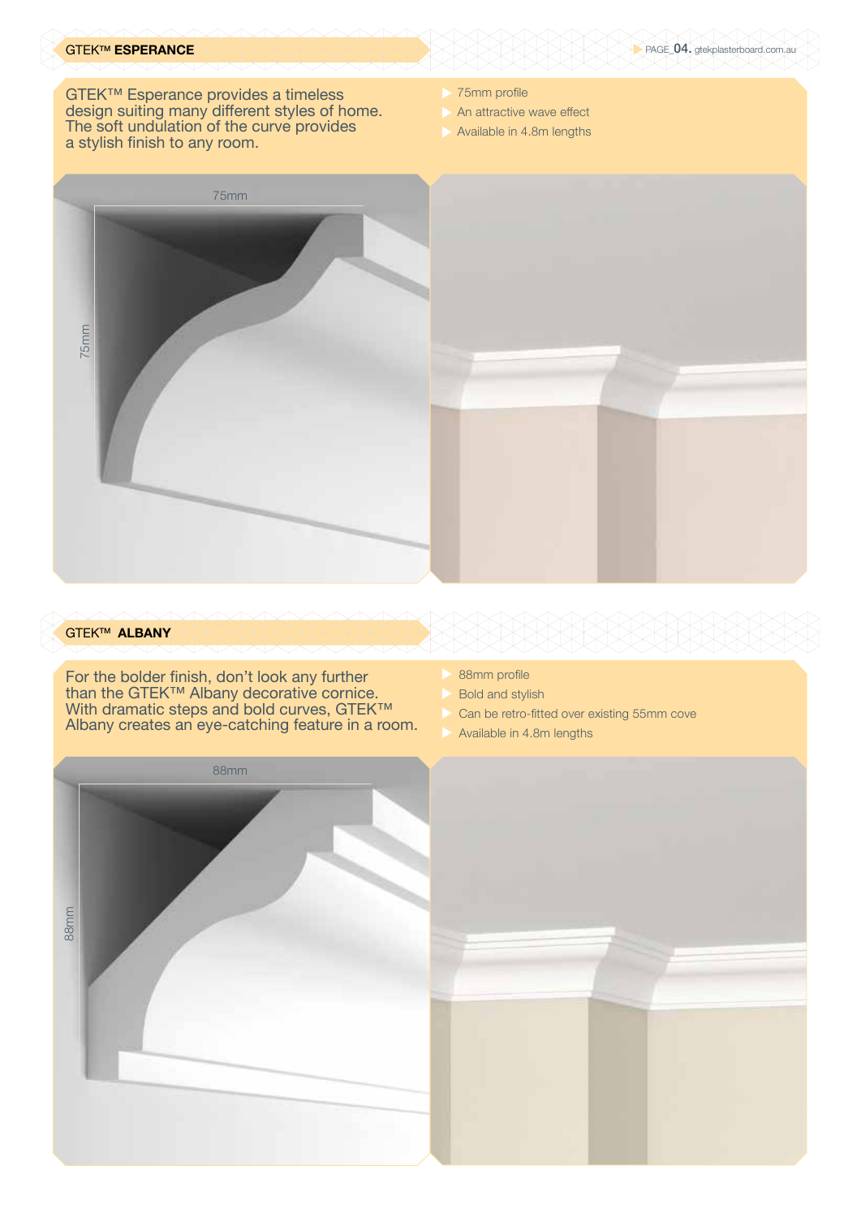## GTEK™ ESPERANCE

GTEK™ Esperance provides a timeless design suiting many different styles of home. The soft undulation of the curve provides a stylish finish to any room.

- 75mm profile
- An attractive wave effect
- Available in 4.8m lengths

## GTEK™ ALBANY

For the bolder finish, don't look any further than the GTEK™ Albany decorative cornice. With dramatic steps and bold curves, GTEK™ Albany creates an eye-catching feature in a room.

- 88mm profile
- Bold and stylish
- Can be retro-fitted over existing 55mm cove
- Available in 4.8m lengths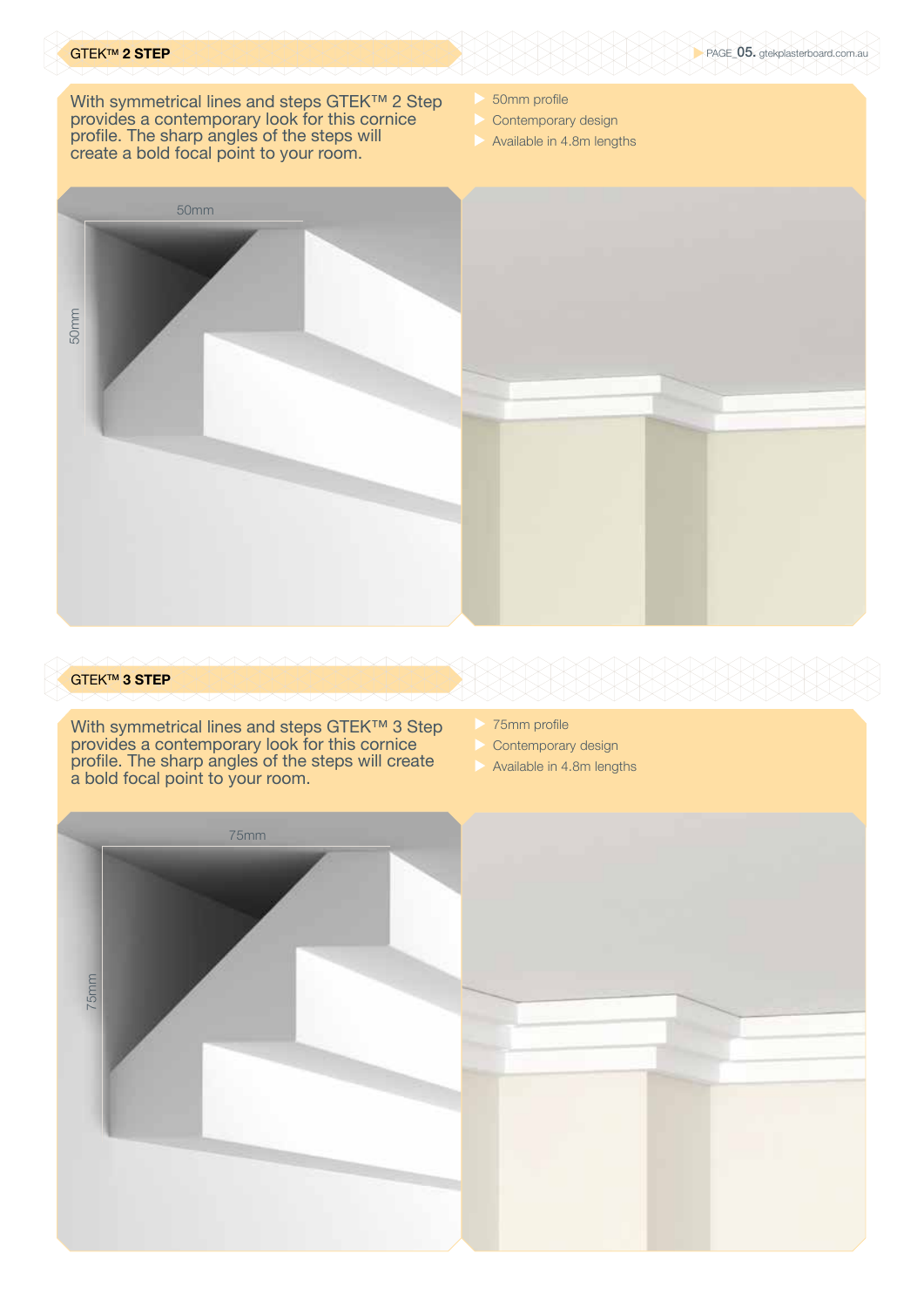## GTEK™ 2 STEP

With symmetrical lines and steps GTEK™ 2 Step provides a contemporary look for this cornice profile. The sharp angles of the steps will create a bold focal point to your room.

- 50mm profile
- Contemporary design
- Available in 4.8m lengths

## GTEK™ 3 STEP

With symmetrical lines and steps GTEK™ 3 Step provides a contemporary look for this cornice profile. The sharp angles of the steps will create a bold focal point to your room.

- 75mm profile
- Contemporary design
- Available in 4.8m lengths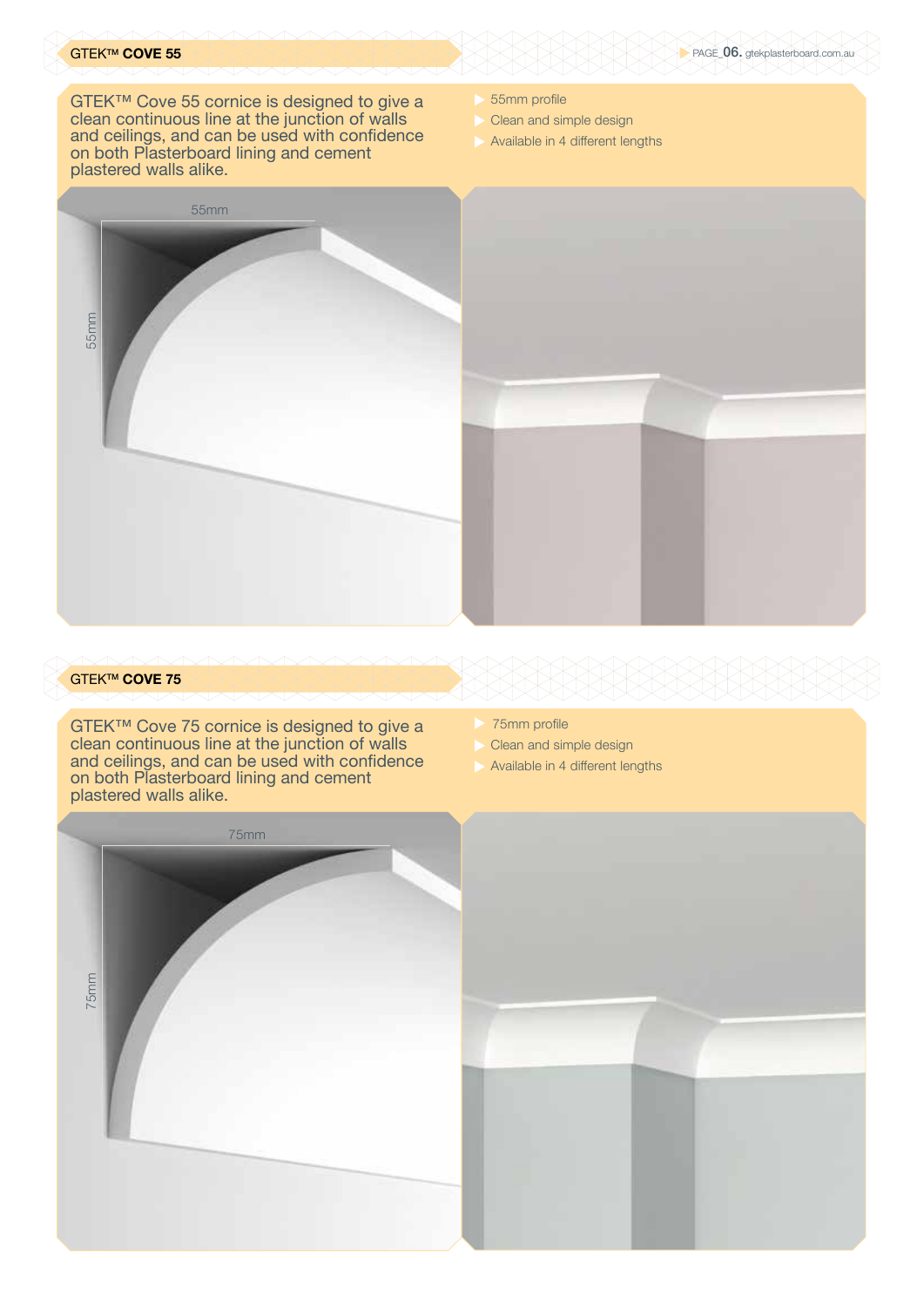## GTEK™ COVE 55

GTEK™ Cove 55 cornice is designed to give a clean continuous line at the junction of walls and ceilings, and can be used with confidence on both Plasterboard lining and cement plastered walls alike.

- 55mm profile
- Clean and simple design
- Available in 4 different lengths

## GTEK™ COVE 75

GTEK™ Cove 75 cornice is designed to give a clean continuous line at the junction of walls and ceilings, and can be used with confidence on both Plasterboard lining and cement plastered walls alike.

- 75mm profile
- Clean and simple design
- Available in 4 different lengths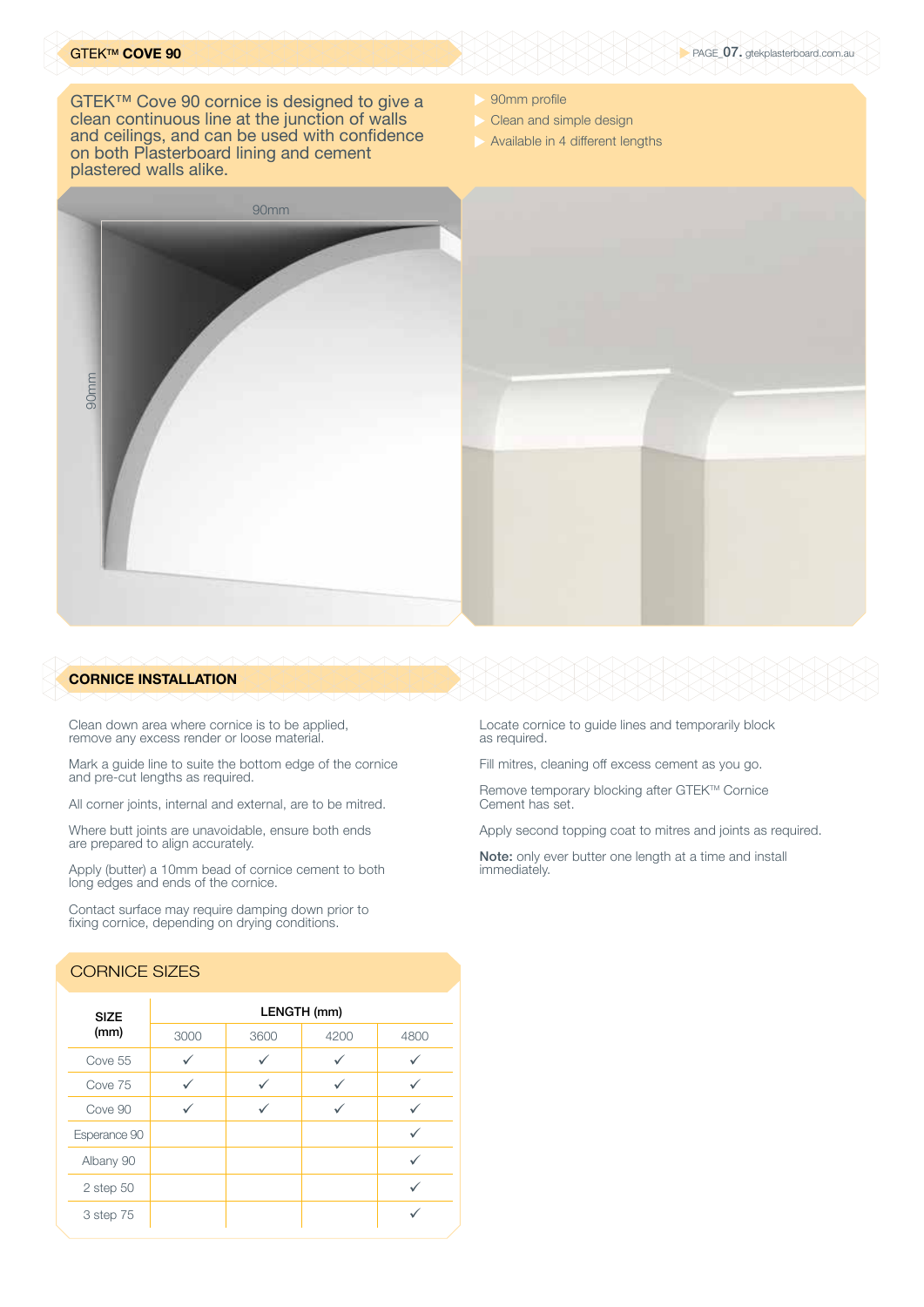# GTEK™ COVE 90

GTEK™ Cove 90 cornice is designed to give a clean continuous line at the junction of walls and ceilings, and can be used with confidence on both Plasterboard lining and cement plastered walls alike.

- 90mm profile
- Clean and simple design
- Available in 4 different lengths

90mm

90mm

## CORNICE INSTALLATION

Clean down area where cornice is to be applied, remove any excess render or loose material.

Mark a guide line to suite the bottom edge of the cornice and pre-cut lengths as required.

All corner joints, internal and external, are to be mitred.

Where butt joints are unavoidable, ensure both ends are prepared to align accurately.

Apply (butter) a 10mm bead of cornice cement to both long edges and ends of the cornice.

Contact surface may require damping down prior to fixing cornice, depending on drying conditions.

Locate cornice to guide lines and temporarily block as required.

Fill mitres, cleaning off excess cement as you go.

Remove temporary blocking after GTEK™ Cornice Cement has set.

Apply second topping coat to mitres and joints as required.

**Note:** only ever butter one length at a time and install immediately.

## CORNICE SIZES

| SIZE (mm) | LENGTH (mm) | | | |
|---|---|---|---|---|
| | 3000 | 3600 | 4200 | 4800 |
| Cove 55 | ✓ | ✓ | ✓ | ✓ |
| Cove 75 | ✓ | ✓ | ✓ | ✓ |
| Cove 90 | ✓ | ✓ | ✓ | ✓ |
| Esperance 90 | | | | ✓ |
| Albany 90 | | | | ✓ |
| 2 step 50 | | | | ✓ |
| 3 step 75 | | | | ✓ |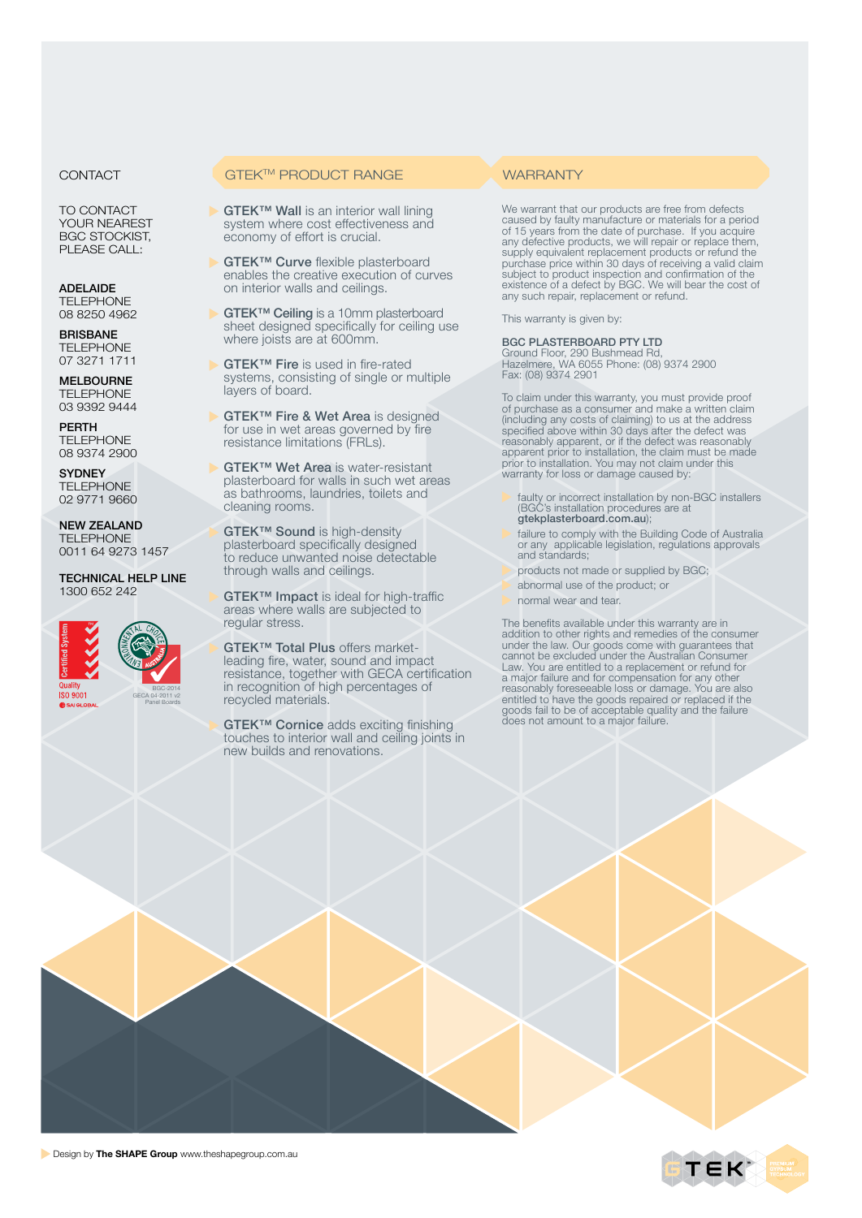## CONTACT

TO CONTACT YOUR NEAREST BGC STOCKIST, PLEASE CALL:

**ADELAIDE**
TELEPHONE
08 8250 4962

**BRISBANE**
TELEPHONE
07 3271 1711

**MELBOURNE**
TELEPHONE
03 9392 9444

**PERTH**
TELEPHONE
08 9374 2900

**SYDNEY**
TELEPHONE
02 9771 9660

**NEW ZEALAND**
TELEPHONE
0011 64 9273 1457

**TECHNICAL HELP LINE**
1300 652 242

Certified System Quality ISO 9001 SAI GLOBAL

BGC-2014 GECA 04-2011 v2 Panel Boards

## GTEK™ PRODUCT RANGE

- **GTEK™ Wall** is an interior wall lining system where cost effectiveness and economy of effort is crucial.
- **GTEK™ Curve** flexible plasterboard enables the creative execution of curves on interior walls and ceilings.
- **GTEK™ Ceiling** is a 10mm plasterboard sheet designed specifically for ceiling use where joists are at 600mm.
- **GTEK™ Fire** is used in fire-rated systems, consisting of single or multiple layers of board.
- **GTEK™ Fire & Wet Area** is designed for use in wet areas governed by fire resistance limitations (FRLs).
- **GTEK™ Wet Area** is water-resistant plasterboard for walls in such wet areas as bathrooms, laundries, toilets and cleaning rooms.
- **GTEK™ Sound** is high-density plasterboard specifically designed to reduce unwanted noise detectable through walls and ceilings.
- **GTEK™ Impact** is ideal for high-traffic areas where walls are subjected to regular stress.
- **GTEK™ Total Plus** offers market-leading fire, water, sound and impact resistance, together with GECA certification in recognition of high percentages of recycled materials.
- **GTEK™ Cornice** adds exciting finishing touches to interior wall and ceiling joints in new builds and renovations.

## WARRANTY

We warrant that our products are free from defects caused by faulty manufacture or materials for a period of 15 years from the date of purchase. If you acquire any defective products, we will repair or replace them, supply equivalent replacement products or refund the purchase price within 30 days of receiving a valid claim subject to product inspection and confirmation of the existence of a defect by BGC. We will bear the cost of any such repair, replacement or refund.

This warranty is given by:

**BGC PLASTERBOARD PTY LTD**
Ground Floor, 290 Bushmead Rd,
Hazelmere, WA 6055 Phone: (08) 9374 2900
Fax: (08) 9374 2901

To claim under this warranty, you must provide proof of purchase as a consumer and make a written claim (including any costs of claiming) to us at the address specified above within 30 days after the defect was reasonably apparent, or if the defect was reasonably apparent prior to installation, the claim must be made prior to installation. You may not claim under this warranty for loss or damage caused by:

- faulty or incorrect installation by non-BGC installers (BGC's installation procedures are at gtekplasterboard.com.au);
- failure to comply with the Building Code of Australia or any applicable legislation, regulations approvals and standards;
- products not made or supplied by BGC;
- abnormal use of the product; or
- normal wear and tear.

The benefits available under this warranty are in addition to other rights and remedies of the consumer under the law. Our goods come with guarantees that cannot be excluded under the Australian Consumer Law. You are entitled to a replacement or refund for a major failure and for compensation for any other reasonably foreseeable loss or damage. You are also entitled to have the goods repaired or replaced if the goods fail to be of acceptable quality and the failure does not amount to a major failure.

Design by **The SHAPE Group** www.theshapegroup.com.au

GTEK PREMIUM GYPSUM TECHNOLOGY